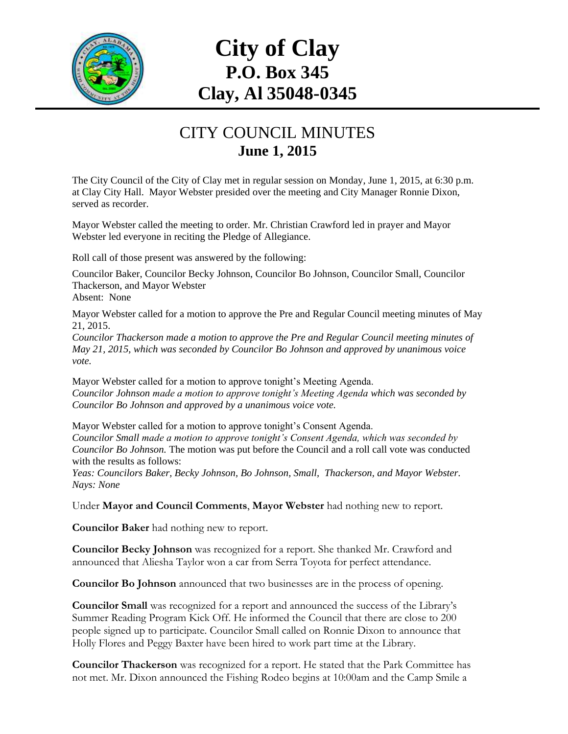# City of Clay
## P.O. Box 345
## Clay, Al 35048-0345

## CITY COUNCIL MINUTES
### June 1, 2015

The City Council of the City of Clay met in regular session on Monday, June 1, 2015, at 6:30 p.m. at Clay City Hall. Mayor Webster presided over the meeting and City Manager Ronnie Dixon, served as recorder.

Mayor Webster called the meeting to order. Mr. Christian Crawford led in prayer and Mayor Webster led everyone in reciting the Pledge of Allegiance.

Roll call of those present was answered by the following:

Councilor Baker, Councilor Becky Johnson, Councilor Bo Johnson, Councilor Small, Councilor Thackerson, and Mayor Webster
Absent: None

Mayor Webster called for a motion to approve the Pre and Regular Council meeting minutes of May 21, 2015.
*Councilor Thackerson made a motion to approve the Pre and Regular Council meeting minutes of May 21, 2015, which was seconded by Councilor Bo Johnson and approved by unanimous voice vote.*

Mayor Webster called for a motion to approve tonight's Meeting Agenda.
*Councilor Johnson made a motion to approve tonight's Meeting Agenda which was seconded by Councilor Bo Johnson and approved by a unanimous voice vote.*

Mayor Webster called for a motion to approve tonight's Consent Agenda.
*Councilor Small made a motion to approve tonight's Consent Agenda, which was seconded by Councilor Bo Johnson.* The motion was put before the Council and a roll call vote was conducted with the results as follows:
*Yeas: Councilors Baker, Becky Johnson, Bo Johnson, Small, Thackerson, and Mayor Webster.*
*Nays: None*

Under **Mayor and Council Comments**, **Mayor Webster** had nothing new to report.

**Councilor Baker** had nothing new to report.

**Councilor Becky Johnson** was recognized for a report. She thanked Mr. Crawford and announced that Aliesha Taylor won a car from Serra Toyota for perfect attendance.

**Councilor Bo Johnson** announced that two businesses are in the process of opening.

**Councilor Small** was recognized for a report and announced the success of the Library's Summer Reading Program Kick Off. He informed the Council that there are close to 200 people signed up to participate. Councilor Small called on Ronnie Dixon to announce that Holly Flores and Peggy Baxter have been hired to work part time at the Library.

**Councilor Thackerson** was recognized for a report. He stated that the Park Committee has not met. Mr. Dixon announced the Fishing Rodeo begins at 10:00am and the Camp Smile a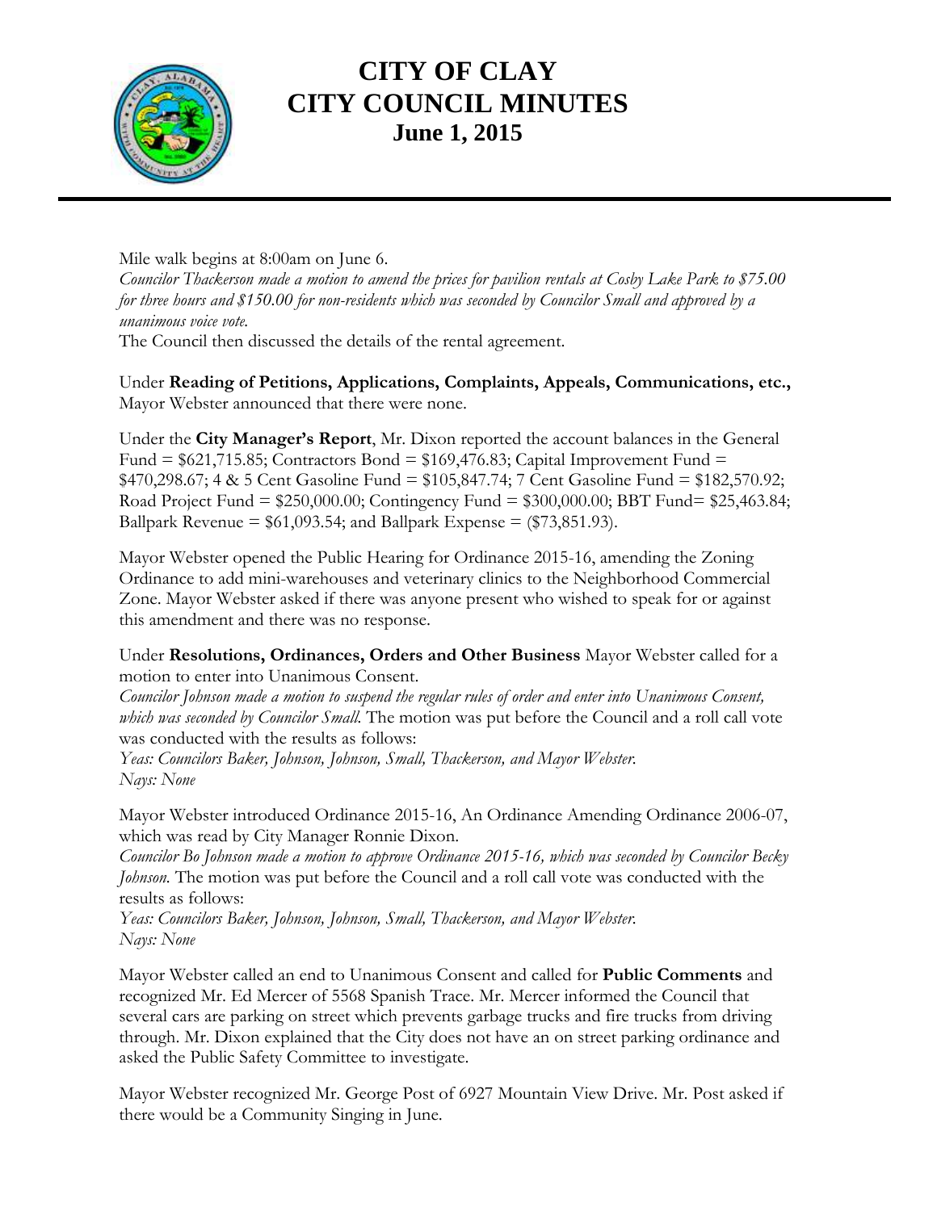# CITY OF CLAY
# CITY COUNCIL MINUTES
## June 1, 2015

Mile walk begins at 8:00am on June 6.

*Councilor Thackerson made a motion to amend the prices for pavilion rentals at Cosby Lake Park to $75.00 for three hours and $150.00 for non-residents which was seconded by Councilor Small and approved by a unanimous voice vote.*

The Council then discussed the details of the rental agreement.

Under **Reading of Petitions, Applications, Complaints, Appeals, Communications, etc.,** Mayor Webster announced that there were none.

Under the **City Manager's Report**, Mr. Dixon reported the account balances in the General Fund = $621,715.85; Contractors Bond = $169,476.83; Capital Improvement Fund = $470,298.67; 4 & 5 Cent Gasoline Fund = $105,847.74; 7 Cent Gasoline Fund = $182,570.92; Road Project Fund = $250,000.00; Contingency Fund = $300,000.00; BBT Fund= $25,463.84; Ballpark Revenue = $61,093.54; and Ballpark Expense = ($73,851.93).

Mayor Webster opened the Public Hearing for Ordinance 2015-16, amending the Zoning Ordinance to add mini-warehouses and veterinary clinics to the Neighborhood Commercial Zone. Mayor Webster asked if there was anyone present who wished to speak for or against this amendment and there was no response.

Under **Resolutions, Ordinances, Orders and Other Business** Mayor Webster called for a motion to enter into Unanimous Consent.

*Councilor Johnson made a motion to suspend the regular rules of order and enter into Unanimous Consent, which was seconded by Councilor Small.* The motion was put before the Council and a roll call vote was conducted with the results as follows:

*Yeas: Councilors Baker, Johnson, Johnson, Small, Thackerson, and Mayor Webster.*
*Nays: None*

Mayor Webster introduced Ordinance 2015-16, An Ordinance Amending Ordinance 2006-07, which was read by City Manager Ronnie Dixon.

*Councilor Bo Johnson made a motion to approve Ordinance 2015-16, which was seconded by Councilor Becky Johnson.* The motion was put before the Council and a roll call vote was conducted with the results as follows:

*Yeas: Councilors Baker, Johnson, Johnson, Small, Thackerson, and Mayor Webster.*
*Nays: None*

Mayor Webster called an end to Unanimous Consent and called for **Public Comments** and recognized Mr. Ed Mercer of 5568 Spanish Trace. Mr. Mercer informed the Council that several cars are parking on street which prevents garbage trucks and fire trucks from driving through. Mr. Dixon explained that the City does not have an on street parking ordinance and asked the Public Safety Committee to investigate.

Mayor Webster recognized Mr. George Post of 6927 Mountain View Drive. Mr. Post asked if there would be a Community Singing in June.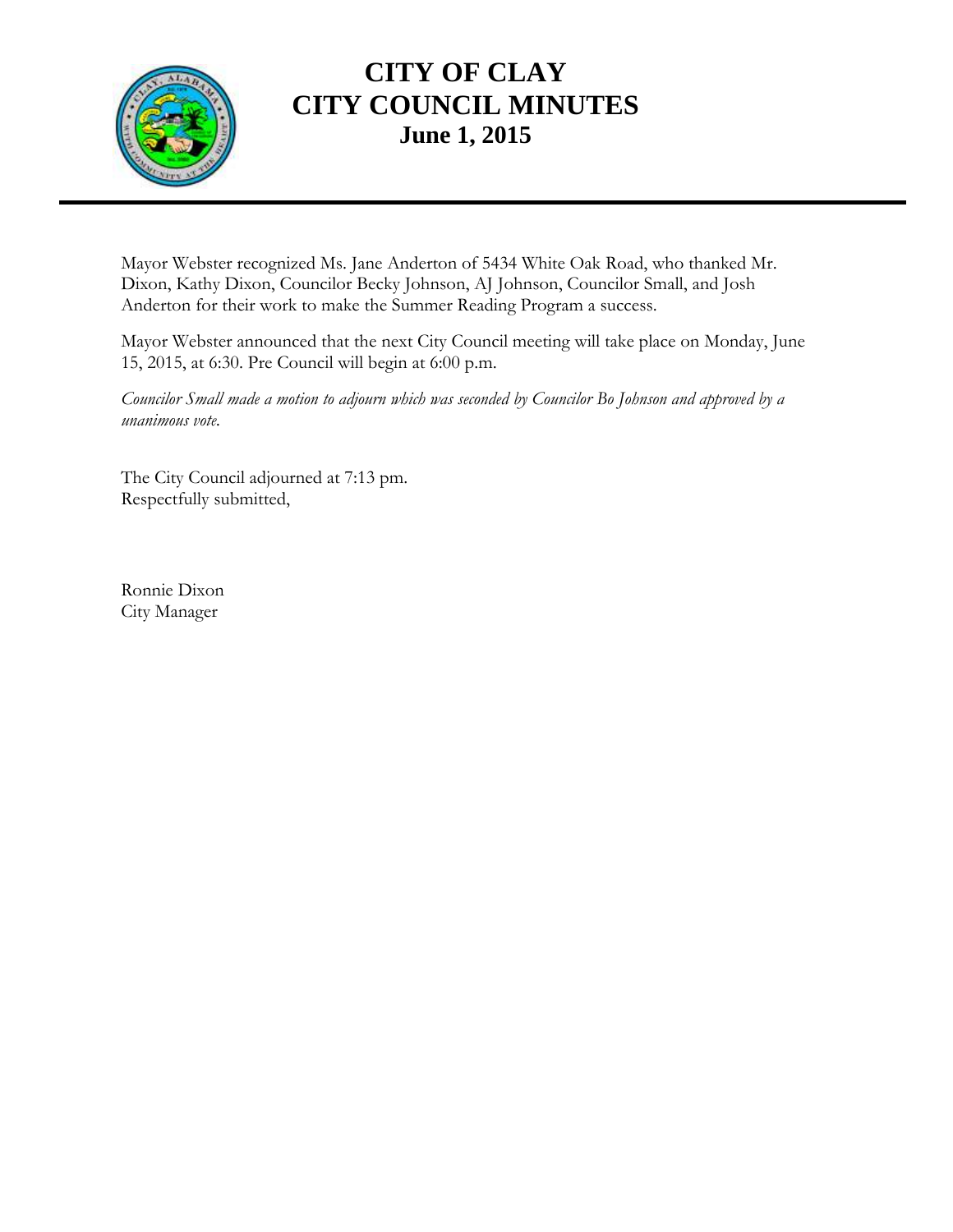# CITY OF CLAY
# CITY COUNCIL MINUTES
## June 1, 2015

Mayor Webster recognized Ms. Jane Anderton of 5434 White Oak Road, who thanked Mr. Dixon, Kathy Dixon, Councilor Becky Johnson, AJ Johnson, Councilor Small, and Josh Anderton for their work to make the Summer Reading Program a success.

Mayor Webster announced that the next City Council meeting will take place on Monday, June 15, 2015, at 6:30. Pre Council will begin at 6:00 p.m.

*Councilor Small made a motion to adjourn which was seconded by Councilor Bo Johnson and approved by a unanimous vote.*

The City Council adjourned at 7:13 pm.
Respectfully submitted,

Ronnie Dixon
City Manager